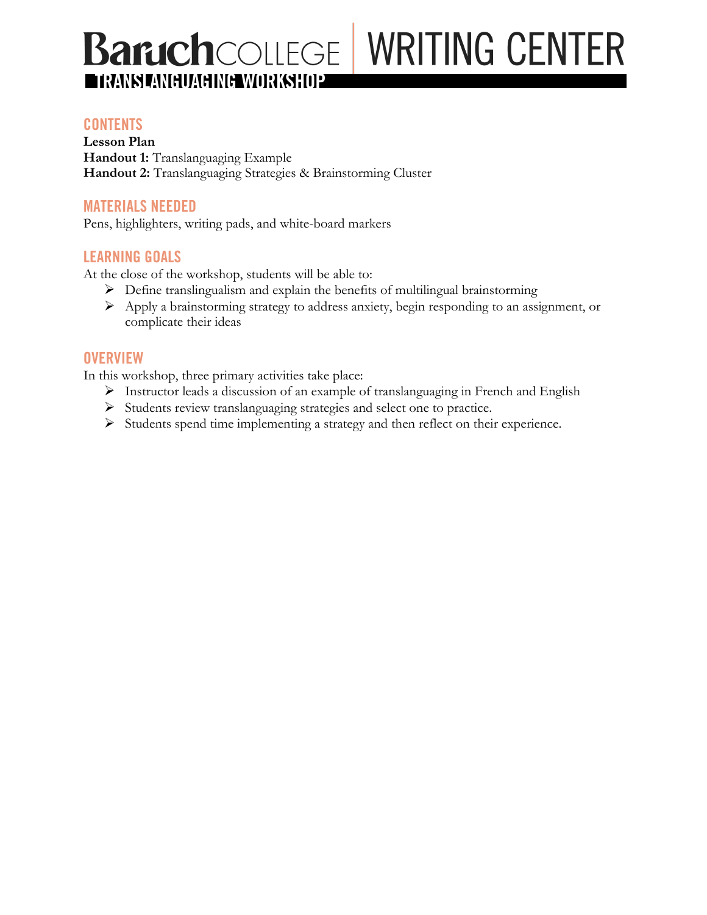# Baruch COLLEGE | WRITING CENTER

## TRANSLANGUAGING WORKSHOP

### CONTENTS

**Lesson Plan**
**Handout 1:** Translanguaging Example
**Handout 2:** Translanguaging Strategies & Brainstorming Cluster

### MATERIALS NEEDED

Pens, highlighters, writing pads, and white-board markers

### LEARNING GOALS

At the close of the workshop, students will be able to:

- Define translingualism and explain the benefits of multilingual brainstorming
- Apply a brainstorming strategy to address anxiety, begin responding to an assignment, or complicate their ideas

### OVERVIEW

In this workshop, three primary activities take place:

- Instructor leads a discussion of an example of translanguaging in French and English
- Students review translanguaging strategies and select one to practice.
- Students spend time implementing a strategy and then reflect on their experience.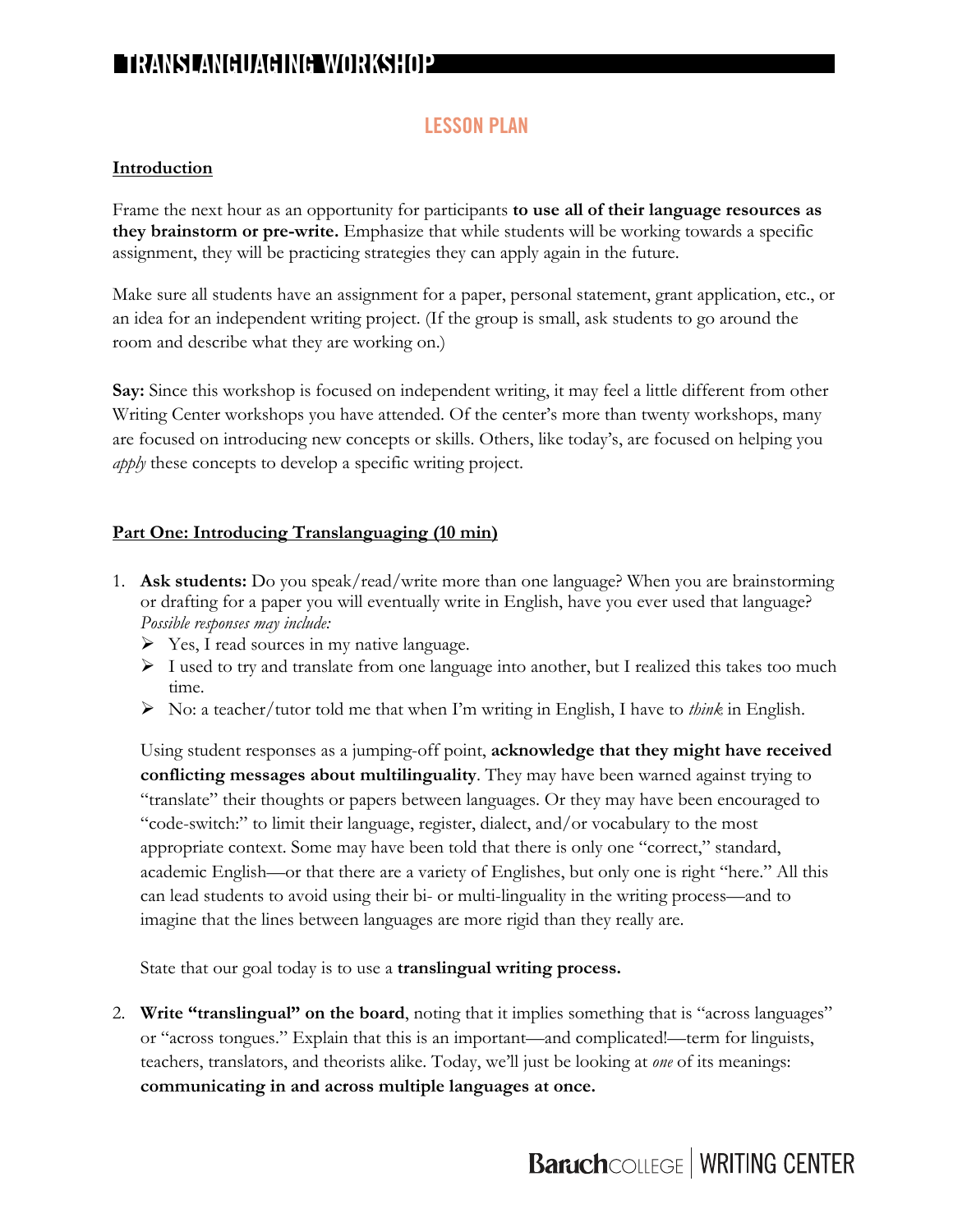## LESSON PLAN

**Introduction**

Frame the next hour as an opportunity for participants **to use all of their language resources as they brainstorm or pre-write.** Emphasize that while students will be working towards a specific assignment, they will be practicing strategies they can apply again in the future.

Make sure all students have an assignment for a paper, personal statement, grant application, etc., or an idea for an independent writing project. (If the group is small, ask students to go around the room and describe what they are working on.)

**Say:** Since this workshop is focused on independent writing, it may feel a little different from other Writing Center workshops you have attended. Of the center's more than twenty workshops, many are focused on introducing new concepts or skills. Others, like today's, are focused on helping you *apply* these concepts to develop a specific writing project.

**Part One: Introducing Translanguaging (10 min)**

1. **Ask students:** Do you speak/read/write more than one language? When you are brainstorming or drafting for a paper you will eventually write in English, have you ever used that language? *Possible responses may include:*
   - Yes, I read sources in my native language.
   - I used to try and translate from one language into another, but I realized this takes too much time.
   - No: a teacher/tutor told me that when I'm writing in English, I have to *think* in English.

   Using student responses as a jumping-off point, **acknowledge that they might have received conflicting messages about multilinguality**. They may have been warned against trying to "translate" their thoughts or papers between languages. Or they may have been encouraged to "code-switch:" to limit their language, register, dialect, and/or vocabulary to the most appropriate context. Some may have been told that there is only one "correct," standard, academic English—or that there are a variety of Englishes, but only one is right "here." All this can lead students to avoid using their bi- or multi-linguality in the writing process—and to imagine that the lines between languages are more rigid than they really are.

   State that our goal today is to use a **translingual writing process.**

2. **Write "translingual" on the board**, noting that it implies something that is "across languages" or "across tongues." Explain that this is an important—and complicated!—term for linguists, teachers, translators, and theorists alike. Today, we'll just be looking at *one* of its meanings: **communicating in and across multiple languages at once.**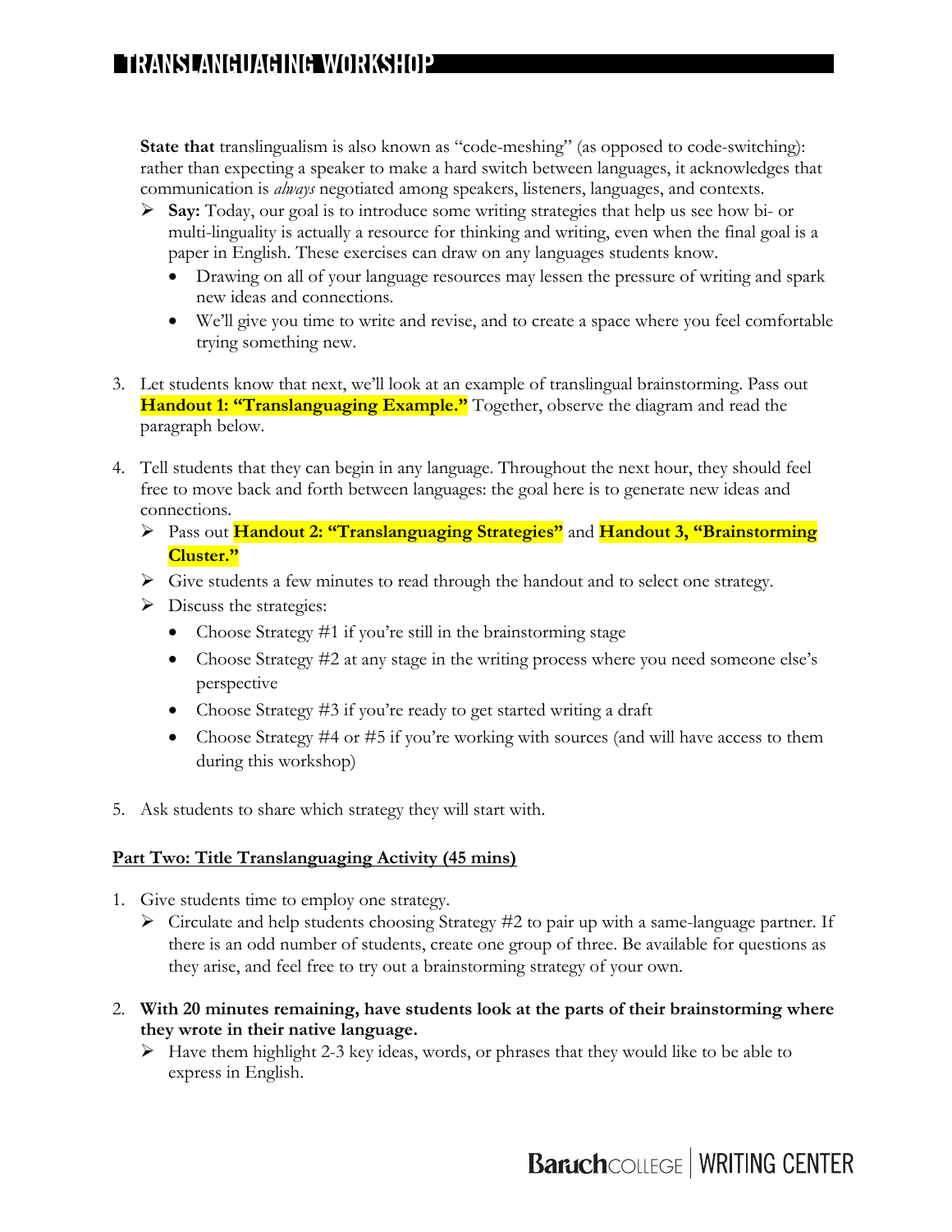**State that** translingualism is also known as "code-meshing" (as opposed to code-switching): rather than expecting a speaker to make a hard switch between languages, it acknowledges that communication is *always* negotiated among speakers, listeners, languages, and contexts.

- **Say:** Today, our goal is to introduce some writing strategies that help us see how bi- or multi-linguality is actually a resource for thinking and writing, even when the final goal is a paper in English. These exercises can draw on any languages students know.
  - Drawing on all of your language resources may lessen the pressure of writing and spark new ideas and connections.
  - We'll give you time to write and revise, and to create a space where you feel comfortable trying something new.

3. Let students know that next, we'll look at an example of translingual brainstorming. Pass out **Handout 1: "Translanguaging Example."** Together, observe the diagram and read the paragraph below.

4. Tell students that they can begin in any language. Throughout the next hour, they should feel free to move back and forth between languages: the goal here is to generate new ideas and connections.
   - Pass out **Handout 2: "Translanguaging Strategies"** and **Handout 3, "Brainstorming Cluster."**
   - Give students a few minutes to read through the handout and to select one strategy.
   - Discuss the strategies:
     - Choose Strategy #1 if you're still in the brainstorming stage
     - Choose Strategy #2 at any stage in the writing process where you need someone else's perspective
     - Choose Strategy #3 if you're ready to get started writing a draft
     - Choose Strategy #4 or #5 if you're working with sources (and will have access to them during this workshop)

5. Ask students to share which strategy they will start with.

**Part Two: Title Translanguaging Activity (45 mins)**

1. Give students time to employ one strategy.
   - Circulate and help students choosing Strategy #2 to pair up with a same-language partner. If there is an odd number of students, create one group of three. Be available for questions as they arise, and feel free to try out a brainstorming strategy of your own.

2. **With 20 minutes remaining, have students look at the parts of their brainstorming where they wrote in their native language.**
   - Have them highlight 2-3 key ideas, words, or phrases that they would like to be able to express in English.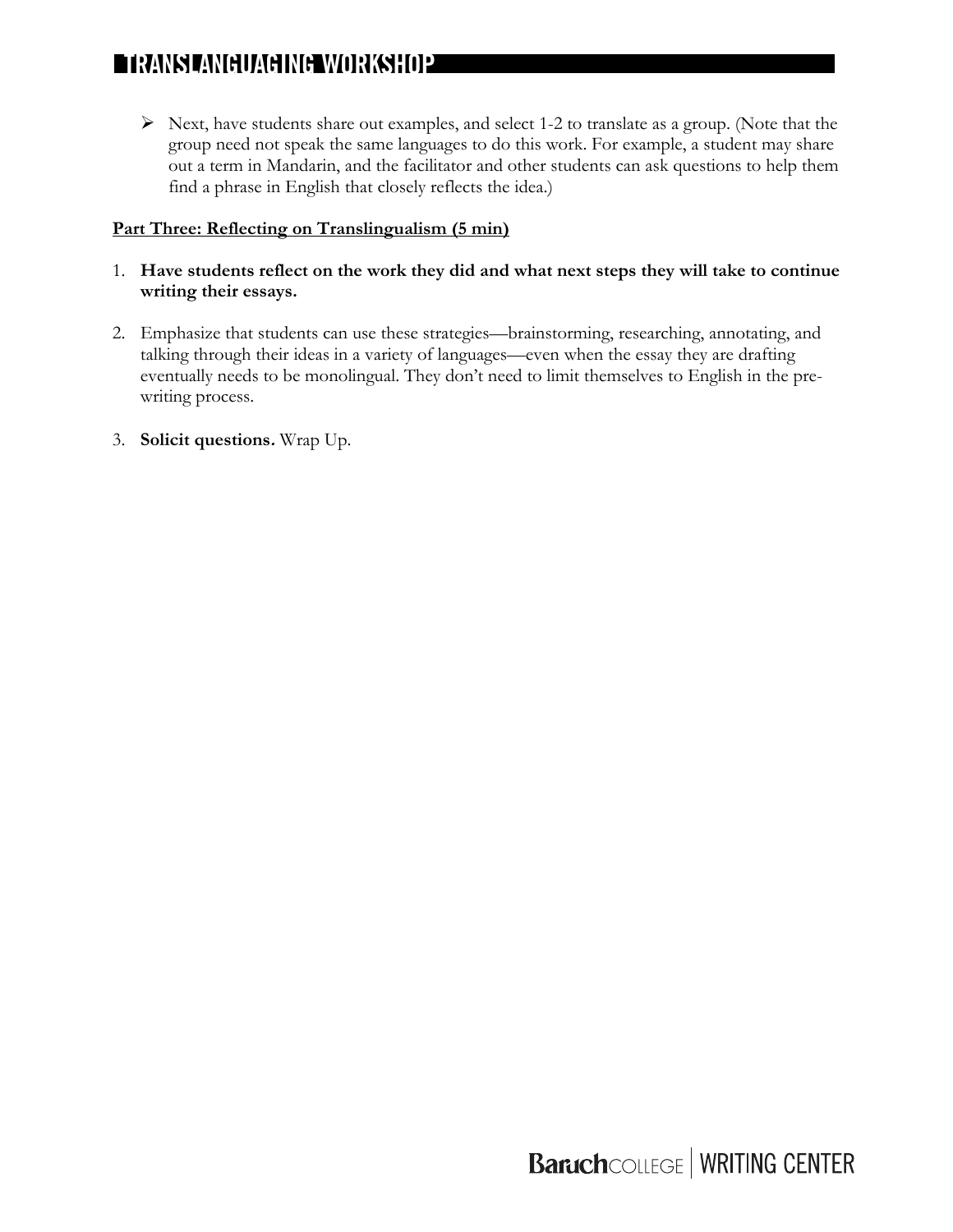- Next, have students share out examples, and select 1-2 to translate as a group. (Note that the group need not speak the same languages to do this work. For example, a student may share out a term in Mandarin, and the facilitator and other students can ask questions to help them find a phrase in English that closely reflects the idea.)

**<u>Part Three: Reflecting on Translingualism (5 min)</u>**

1. **Have students reflect on the work they did and what next steps they will take to continue writing their essays.**

2. Emphasize that students can use these strategies—brainstorming, researching, annotating, and talking through their ideas in a variety of languages—even when the essay they are drafting eventually needs to be monolingual. They don't need to limit themselves to English in the pre-writing process.

3. **Solicit questions.** Wrap Up.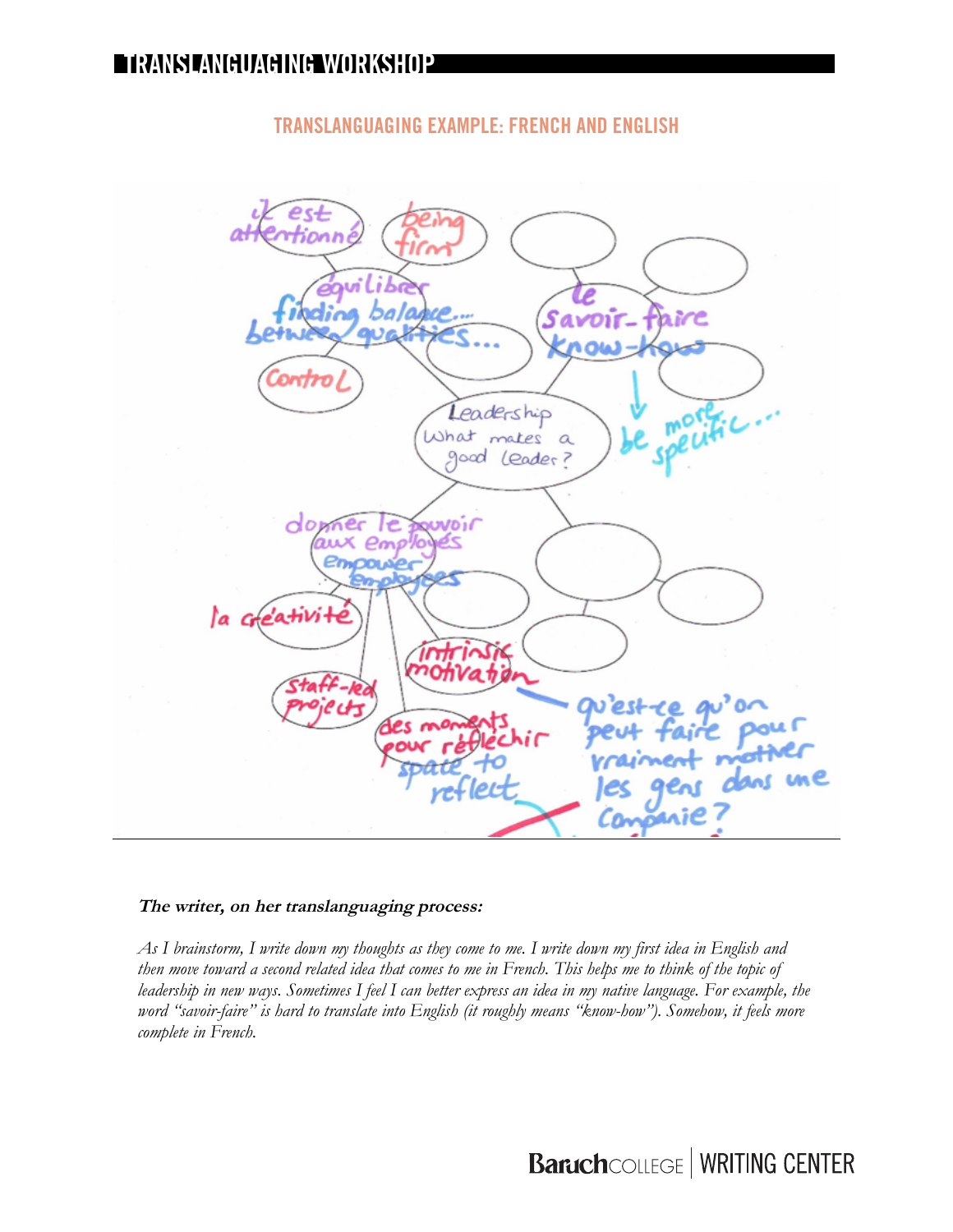## TRANSLANGUAGING EXAMPLE: FRENCH AND ENGLISH

***The writer, on her translanguaging process:***

*As I brainstorm, I write down my thoughts as they come to me. I write down my first idea in English and then move toward a second related idea that comes to me in French. This helps me to think of the topic of leadership in new ways. Sometimes I feel I can better express an idea in my native language. For example, the word "savoir-faire" is hard to translate into English (it roughly means "know-how"). Somehow, it feels more complete in French.*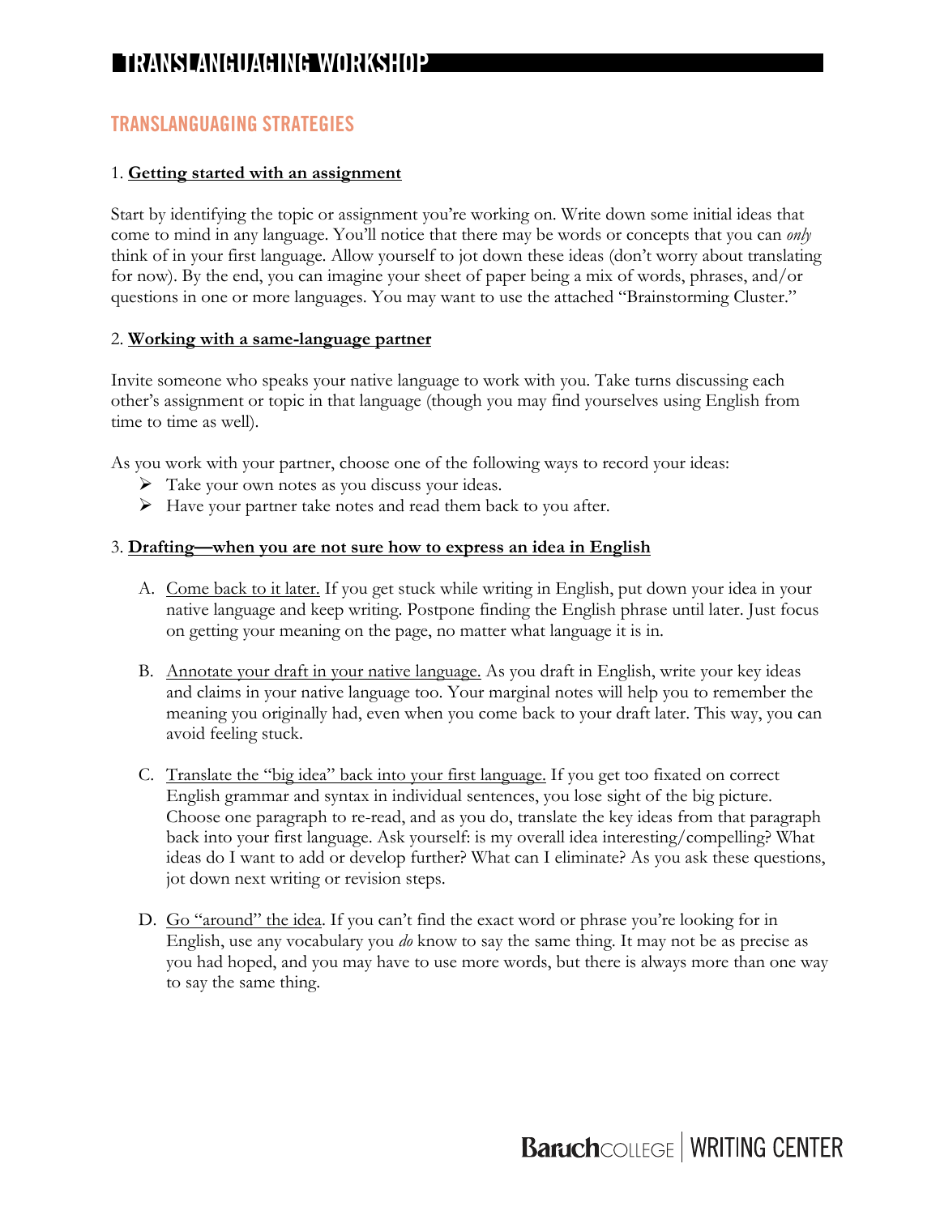## TRANSLANGUAGING STRATEGIES

### 1. **Getting started with an assignment**

Start by identifying the topic or assignment you're working on. Write down some initial ideas that come to mind in any language. You'll notice that there may be words or concepts that you can *only* think of in your first language. Allow yourself to jot down these ideas (don't worry about translating for now). By the end, you can imagine your sheet of paper being a mix of words, phrases, and/or questions in one or more languages. You may want to use the attached "Brainstorming Cluster."

### 2. **Working with a same-language partner**

Invite someone who speaks your native language to work with you. Take turns discussing each other's assignment or topic in that language (though you may find yourselves using English from time to time as well).

As you work with your partner, choose one of the following ways to record your ideas:

- Take your own notes as you discuss your ideas.
- Have your partner take notes and read them back to you after.

### 3. **Drafting—when you are not sure how to express an idea in English**

A. Come back to it later. If you get stuck while writing in English, put down your idea in your native language and keep writing. Postpone finding the English phrase until later. Just focus on getting your meaning on the page, no matter what language it is in.

B. Annotate your draft in your native language. As you draft in English, write your key ideas and claims in your native language too. Your marginal notes will help you to remember the meaning you originally had, even when you come back to your draft later. This way, you can avoid feeling stuck.

C. Translate the "big idea" back into your first language. If you get too fixated on correct English grammar and syntax in individual sentences, you lose sight of the big picture. Choose one paragraph to re-read, and as you do, translate the key ideas from that paragraph back into your first language. Ask yourself: is my overall idea interesting/compelling? What ideas do I want to add or develop further? What can I eliminate? As you ask these questions, jot down next writing or revision steps.

D. Go "around" the idea. If you can't find the exact word or phrase you're looking for in English, use any vocabulary you *do* know to say the same thing. It may not be as precise as you had hoped, and you may have to use more words, but there is always more than one way to say the same thing.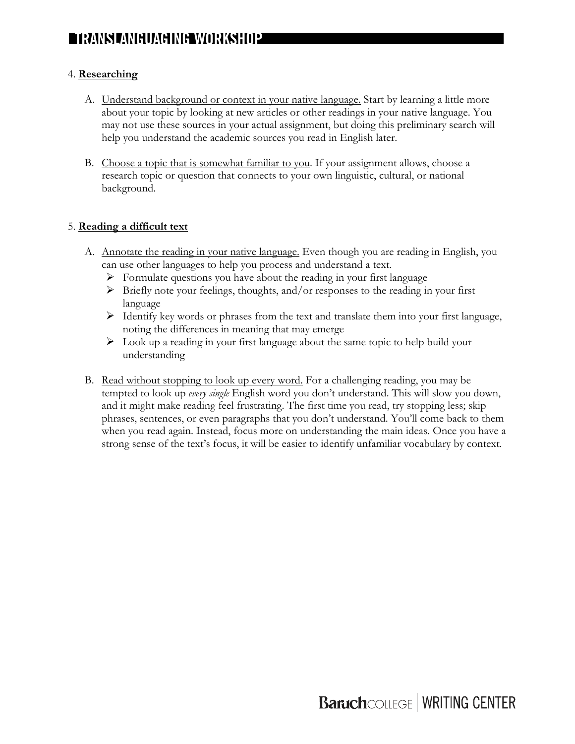4. **Researching**

   A. Understand background or context in your native language. Start by learning a little more about your topic by looking at new articles or other readings in your native language. You may not use these sources in your actual assignment, but doing this preliminary search will help you understand the academic sources you read in English later.

   B. Choose a topic that is somewhat familiar to you. If your assignment allows, choose a research topic or question that connects to your own linguistic, cultural, or national background.

5. **Reading a difficult text**

   A. Annotate the reading in your native language. Even though you are reading in English, you can use other languages to help you process and understand a text.
      - Formulate questions you have about the reading in your first language
      - Briefly note your feelings, thoughts, and/or responses to the reading in your first language
      - Identify key words or phrases from the text and translate them into your first language, noting the differences in meaning that may emerge
      - Look up a reading in your first language about the same topic to help build your understanding

   B. Read without stopping to look up every word. For a challenging reading, you may be tempted to look up *every single* English word you don't understand. This will slow you down, and it might make reading feel frustrating. The first time you read, try stopping less; skip phrases, sentences, or even paragraphs that you don't understand. You'll come back to them when you read again. Instead, focus more on understanding the main ideas. Once you have a strong sense of the text's focus, it will be easier to identify unfamiliar vocabulary by context.